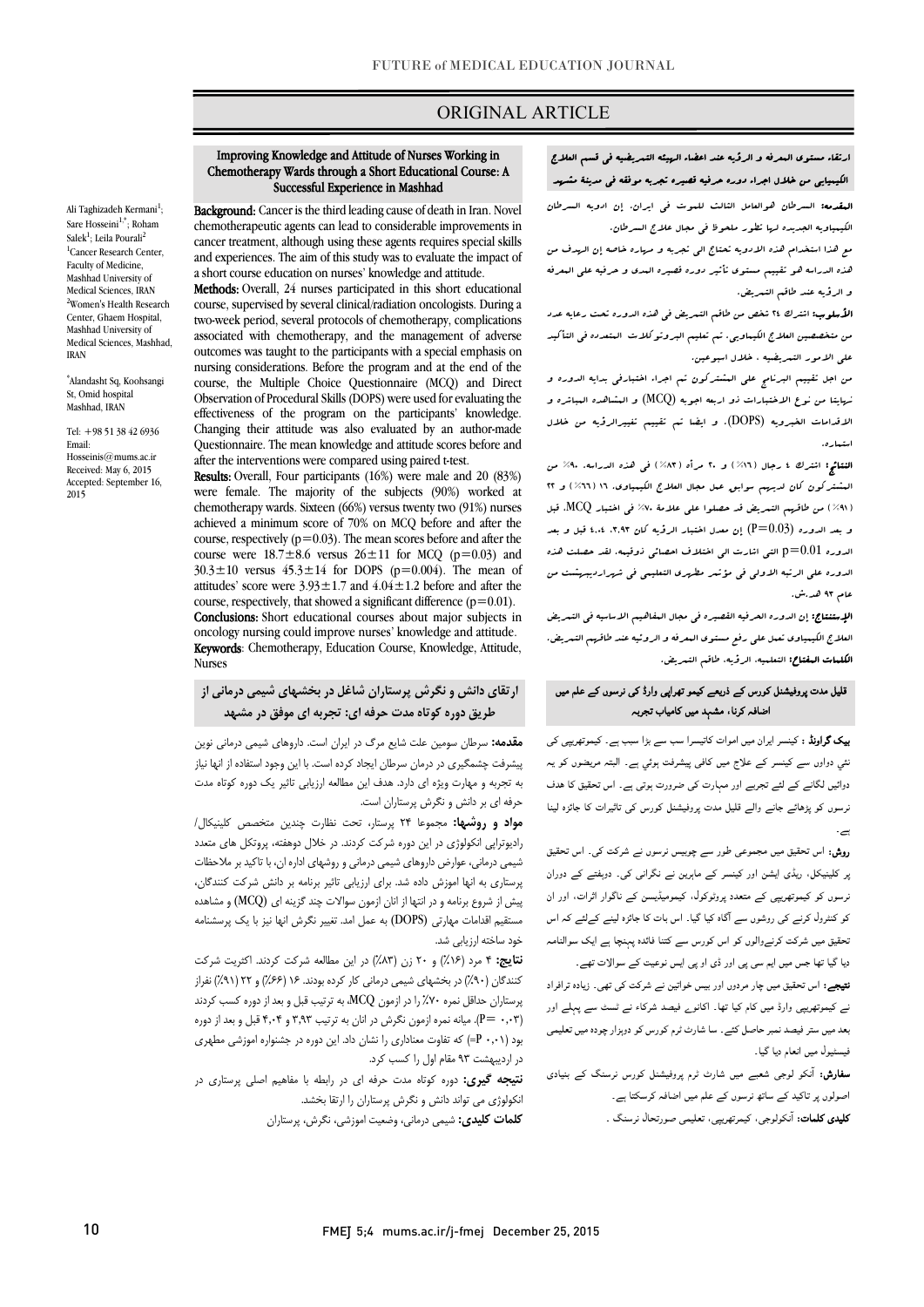# ORIGINAL ARTICLE

## Improving Knowledge and Attitude of Nurses Working in Chemotherapy Wards through a Short Educational Course: A Successful Experience in Mashhad

Ali Taghizadeh Kermani[1]; Sare Hosseini[1*]; Roham Salek[1]; Leila Pourali[2]

[1]Cancer Research Center, Faculty of Medicine, Mashhad University of Medical Sciences, IRAN

[2]Women's Health Research Center, Ghaem Hospital, Mashhad University of Medical Sciences, Mashhad, IRAN

*Alandasht Sq, Koohsangi St, Omid hospital Mashhad, IRAN

Tel: +98 51 38 42 6936

Email: Hosseinis@mums.ac.ir

Received: May 6, 2015

Accepted: September 16, 2015

**Background:** Cancer is the third leading cause of death in Iran. Novel chemotherapeutic agents can lead to considerable improvements in cancer treatment, although using these agents requires special skills and experiences. The aim of this study was to evaluate the impact of a short course education on nurses' knowledge and attitude.

**Methods:** Overall, 24 nurses participated in this short educational course, supervised by several clinical/radiation oncologists. During a two-week period, several protocols of chemotherapy, complications associated with chemotherapy, and the management of adverse outcomes was taught to the participants with a special emphasis on nursing considerations. Before the program and at the end of the course, the Multiple Choice Questionnaire (MCQ) and Direct Observation of Procedural Skills (DOPS) were used for evaluating the effectiveness of the program on the participants' knowledge. Changing their attitude was also evaluated by an author-made Questionnaire. The mean knowledge and attitude scores before and after the interventions were compared using paired t-test.

**Results:** Overall, Four participants (16%) were male and 20 (83%) were female. The majority of the subjects (90%) worked at chemotherapy wards. Sixteen (66%) versus twenty two (91%) nurses achieved a minimum score of 70% on MCQ before and after the course, respectively (p=0.03). The mean scores before and after the course were 18.7±8.6 versus 26±11 for MCQ (p=0.03) and 30.3±10 versus 45.3±14 for DOPS (p=0.004). The mean of attitudes' score were 3.93±1.7 and 4.04±1.2 before and after the course, respectively, that showed a significant difference (p=0.01).

**Conclusions:** Short educational courses about major subjects in oncology nursing could improve nurses' knowledge and attitude.

**Keywords**: Chemotherapy, Education Course, Knowledge, Attitude, Nurses

## ارتقاء مستوى المعرفه و الرؤيه عند اعضاء الهيئه التمريضيه في قسم العلاج الكيميايي من خلال اجراء دوره حرفيه قصيره تجربه موفقه في مدينة مشهد

**المقدمه:** السرطان هوالعامل الثالث للموت في ايران. إن ادويه السرطان الكيمياويه الجديده لها تطور ملحوظ في مجال علاج السرطان.

مع هذا استخدام هذه الادويه تحتاج الي تجربه و مهاره خاصه إن الهدف من هذه الدراسه هو تقييم مستوى تأثير دوره قصيره المدى و حرفيه على المعرفه و الرؤيه عند طاقم التمريض.

**الأسلوب:** اشترك ٢٤ شخص من طاقم التمريض في هذه الدوره تحت رعايه عدد من متخصصين العلاج الكيماوي. تم تعليم البروتوكلات المتعدده في التأكيد على الامور التمريضيه . خلال اسبوعين.

من اجل تقييم البرنامج على المشتركون تم اجراء اختبارفي بدايه الدوره و نهايتها من نوع الاختبارات ذو اربعه اجوبه (MCQ) و المشاهده المباشره و الاقدامات الخبرويه (DOPS). و ايضا تم تقييم تغييرالرؤيه من خلال استماره.

**النتائج:** اشترك ٤ رجال (١٦٪) و ٢٠ مرأه (٨٣٪) في هذه الدراسه. ٩٠٪ من المشتركون كان لديهم سوابق عمل مجال العلاج الكيمياوي. ١٦ (٦٦٪) و ٢٢ (٩١٪) من طاقهم التمريض قد حصلوا على علامة ٧٠٪ في اختبار MCQ، قبل و بعد الدوره (P=0.03) إن معدل اختبار الرؤيه كان ٣،٩٣، ٤،٠٤ قبل و بعد الدوره P=0.01 التي اشارت الي اختلاف احصائي ذوقيمه. لقد حصلت هذه الدوره على الرتبه الاولى في مؤتمر مطهرى التعليمي في شهراردیبهشت من عام ٩٣ هـ.ش.

**الإستنتاج:** إن الدوره الحرفيه القصيره في مجال المفاهيم الاساسيه في التمريض العلاج الكيمياوى تعمل على رفع مستوى المعرفه و الرؤيه عند طاقهم التمريض.

**الكلمات المفتاح:** التعليمه، الرؤيه، طاقم التمريض.

## ارتقای دانش و نگرش پرستاران شاغل در بخشهای شیمی درمانی از طریق دوره کوتاه مدت حرفه ای: تجربه ای موفق در مشهد

**مقدمه:** سرطان سومین علت شایع مرگ در ایران است. داروهای شیمی درمانی نوین پیشرفت چشمگیری در درمان سرطان ایجاد کرده است. با این وجود استفاده از انها نیاز به تجربه و مهارت ویژه ای دارد. هدف این مطالعه ارزیابی تاثیر یک دوره کوتاه مدت حرفه ای بر دانش و نگرش پرستاران است.

**مواد و روشها:** مجموعا ۲۴ پرستار، تحت نظارت چندین متخصص کلینیکال/ رادیوتراپی انکولوژی در این دوره شرکت کردند. در خلال دوهفته، پروتکل های متعدد شیمی درمانی، عوارض داروهای شیمی درمانی و روشهای اداره ان، با تاکید بر ملاحظات پرستاری به انها اموزش داده شد. برای ارزیابی تاثیر برنامه بر دانش شرکت کنندگان، پیش از شروع برنامه و در انتها از انان ازمون سوالات چند گزینه ای (MCQ) و مشاهده مستقیم اقدامات مهارتی (DOPS) به عمل امد. تغییر نگرش انها نیز با یک پرسشنامه خود ساخته ارزیابی شد.

**نتایج:** ۴ مرد (۱۶٪) و ۲۰ زن (۸۳٪) در این مطالعه شرکت کردند. اکثریت شرکت کنندگان (۹۰٪) در بخشهای شیمی درمانی کار کرده بودند. ۱۶ (۶۶٪) و ۲۲ (۹۱٪) نفراز پرستاران حداقل نمره ۷۰٪ را در ازمون MCQ، به ترتیب قبل و بعد از دوره کسب کردند (P= ۰،۰۳). میانه نمره ازمون نگرش در انان به ترتیب ۳،۹۳ و ۴،۰۴ قبل و بعد از دوره بود (P= ۰،۰۱) که تفاوت معناداری را نشان داد. این دوره در جشنواره اموزشی مطهری در اردیبهشت ۹۳ مقام اول را کسب کرد.

**نتیجه گیری:** دوره کوتاه مدت حرفه ای در رابطه با مفاهیم اصلی پرستاری در انکولوژی می تواند دانش و نگرش پرستاران را ارتقا بخشد.

**کلمات کلیدی:** شیمی درمانی، وضعیت اموزشی، نگرش، پرستاران

## قلیل مدت پروفیشنل کورس کے ذریعے کیمو تھراپی وارڈ کی نرسوں کے علم میں اضافہ کرنا، مشہد میں کامیاب تجربہ

**بیک گراونڈ :** کینسر ایران میں اموات کاتیسرا سب سے بڑا سبب ہے۔ کیموتھریپی کی نئي دواوں سے کینسر کے علاج میں کافی پیشرفت ہوئي ہے۔ البتہ مریضوں کو یہ دوائيں لگانے کے لئے تجربے اور مہارت کی ضرورت ہوتی ہے۔ اس تحقیق کا ھدف نرسوں کو پڑھائے جانے والے قلیل مدت پروفیشنل کورس کی تاثیرات کا جائزہ لینا ہے۔

**روش:** اس تحقیق میں مجموعی طور سے چوبیس نرسوں نے شرکت کی۔ اس تحقیق پر کلینیکل، ریڈی ایشن اور کینسر کے ماہرین نے نگرانی کی۔ دوہفتے کے دوران نرسوں کو کیموتھریپی کے متعدد پروٹوکول، کیموميڈیسن کے ناگوار اثرات، اور ان کو کنٹرول کرنے کی روشوں سے آگاہ کیا گيا۔ اس بات کا جائزہ لینے کےلئے کہ اس تحقیق میں شرکت کرنےوالوں کو اس کورس سے کتنا فائدہ پہنچا ہے ایک سوالنامہ دیا گيا تھا جس میں ایم سی کیو اور ڈی او پی ایس نوعیت کے سوالات تھے۔

**نتیجے:** اس تحقیق میں چار مردوں اور بیس خواتین نے شرکت کی تھی۔ زیادہ ترافراد نے کیموتھریپی وارڈ میں کام کیا تھا۔ اکانوے فیصد شرکاء نے ٹسٹ سے پہلے اور بعد میں ستر فیصد نمبر حاصل کئے۔ سا شارٹ ٹرم کورس کو دوہزار چودہ میں تعلیمی فیسٹیول میں انعام دیا گيا۔

**سفارش:** آنکو لوجی شعبے میں شارٹ ٹرم پروفیشنل کورس نرسنگ کے بنیادی اصولوں پر تاکید کے ساتھ نرسوں کے علم میں اضافہ کرسکتا ہے۔

**کلیدی کلمات:** آنکولوجی، کیموتھریپی، تعلیمی صورتحال نرسنگ ۔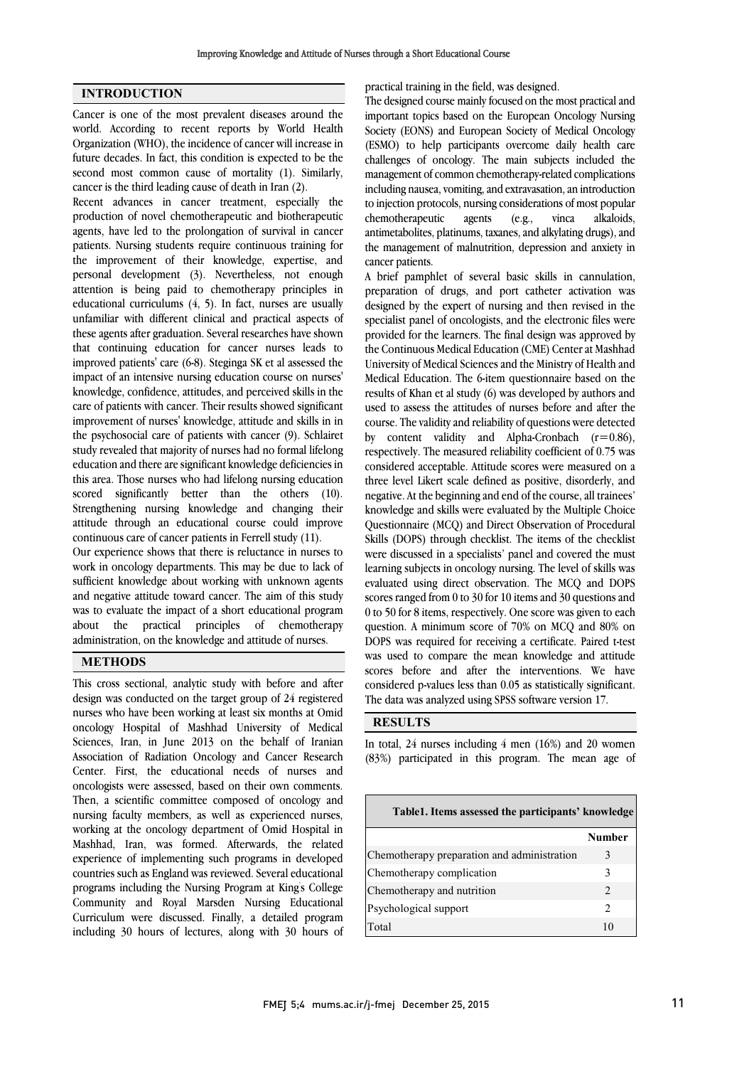## INTRODUCTION

Cancer is one of the most prevalent diseases around the world. According to recent reports by World Health Organization (WHO), the incidence of cancer will increase in future decades. In fact, this condition is expected to be the second most common cause of mortality (1). Similarly, cancer is the third leading cause of death in Iran (2).

Recent advances in cancer treatment, especially the production of novel chemotherapeutic and biotherapeutic agents, have led to the prolongation of survival in cancer patients. Nursing students require continuous training for the improvement of their knowledge, expertise, and personal development (3). Nevertheless, not enough attention is being paid to chemotherapy principles in educational curriculums (4, 5). In fact, nurses are usually unfamiliar with different clinical and practical aspects of these agents after graduation. Several researches have shown that continuing education for cancer nurses leads to improved patients' care (6-8). Steginga SK et al assessed the impact of an intensive nursing education course on nurses' knowledge, confidence, attitudes, and perceived skills in the care of patients with cancer. Their results showed significant improvement of nurses' knowledge, attitude and skills in in the psychosocial care of patients with cancer (9). Schlairet study revealed that majority of nurses had no formal lifelong education and there are significant knowledge deficiencies in this area. Those nurses who had lifelong nursing education scored significantly better than the others (10). Strengthening nursing knowledge and changing their attitude through an educational course could improve continuous care of cancer patients in Ferrell study (11).

Our experience shows that there is reluctance in nurses to work in oncology departments. This may be due to lack of sufficient knowledge about working with unknown agents and negative attitude toward cancer. The aim of this study was to evaluate the impact of a short educational program about the practical principles of chemotherapy administration, on the knowledge and attitude of nurses.

## METHODS

This cross sectional, analytic study with before and after design was conducted on the target group of 24 registered nurses who have been working at least six months at Omid oncology Hospital of Mashhad University of Medical Sciences, Iran, in June 2013 on the behalf of Iranian Association of Radiation Oncology and Cancer Research Center. First, the educational needs of nurses and oncologists were assessed, based on their own comments. Then, a scientific committee composed of oncology and nursing faculty members, as well as experienced nurses, working at the oncology department of Omid Hospital in Mashhad, Iran, was formed. Afterwards, the related experience of implementing such programs in developed countries such as England was reviewed. Several educational programs including the Nursing Program at King's College Community and Royal Marsden Nursing Educational Curriculum were discussed. Finally, a detailed program including 30 hours of lectures, along with 30 hours of practical training in the field, was designed.

The designed course mainly focused on the most practical and important topics based on the European Oncology Nursing Society (EONS) and European Society of Medical Oncology (ESMO) to help participants overcome daily health care challenges of oncology. The main subjects included the management of common chemotherapy-related complications including nausea, vomiting, and extravasation, an introduction to injection protocols, nursing considerations of most popular chemotherapeutic agents (e.g., vinca alkaloids, antimetabolites, platinums, taxanes, and alkylating drugs), and the management of malnutrition, depression and anxiety in cancer patients.

A brief pamphlet of several basic skills in cannulation, preparation of drugs, and port catheter activation was designed by the expert of nursing and then revised in the specialist panel of oncologists, and the electronic files were provided for the learners. The final design was approved by the Continuous Medical Education (CME) Center at Mashhad University of Medical Sciences and the Ministry of Health and Medical Education. The 6-item questionnaire based on the results of Khan et al study (6) was developed by authors and used to assess the attitudes of nurses before and after the course. The validity and reliability of questions were detected by content validity and Alpha-Cronbach (r=0.86), respectively. The measured reliability coefficient of 0.75 was considered acceptable. Attitude scores were measured on a three level Likert scale defined as positive, disorderly, and negative. At the beginning and end of the course, all trainees' knowledge and skills were evaluated by the Multiple Choice Questionnaire (MCQ) and Direct Observation of Procedural Skills (DOPS) through checklist. The items of the checklist were discussed in a specialists' panel and covered the must learning subjects in oncology nursing. The level of skills was evaluated using direct observation. The MCQ and DOPS scores ranged from 0 to 30 for 10 items and 30 questions and 0 to 50 for 8 items, respectively. One score was given to each question. A minimum score of 70% on MCQ and 80% on DOPS was required for receiving a certificate. Paired t-test was used to compare the mean knowledge and attitude scores before and after the interventions. We have considered p-values less than 0.05 as statistically significant. The data was analyzed using SPSS software version 17.

## RESULTS

In total, 24 nurses including 4 men (16%) and 20 women (83%) participated in this program. The mean age of

**Table1. Items assessed the participants' knowledge**

| | Number |
|---|---|
| Chemotherapy preparation and administration | 3 |
| Chemotherapy complication | 3 |
| Chemotherapy and nutrition | 2 |
| Psychological support | 2 |
| Total | 10 |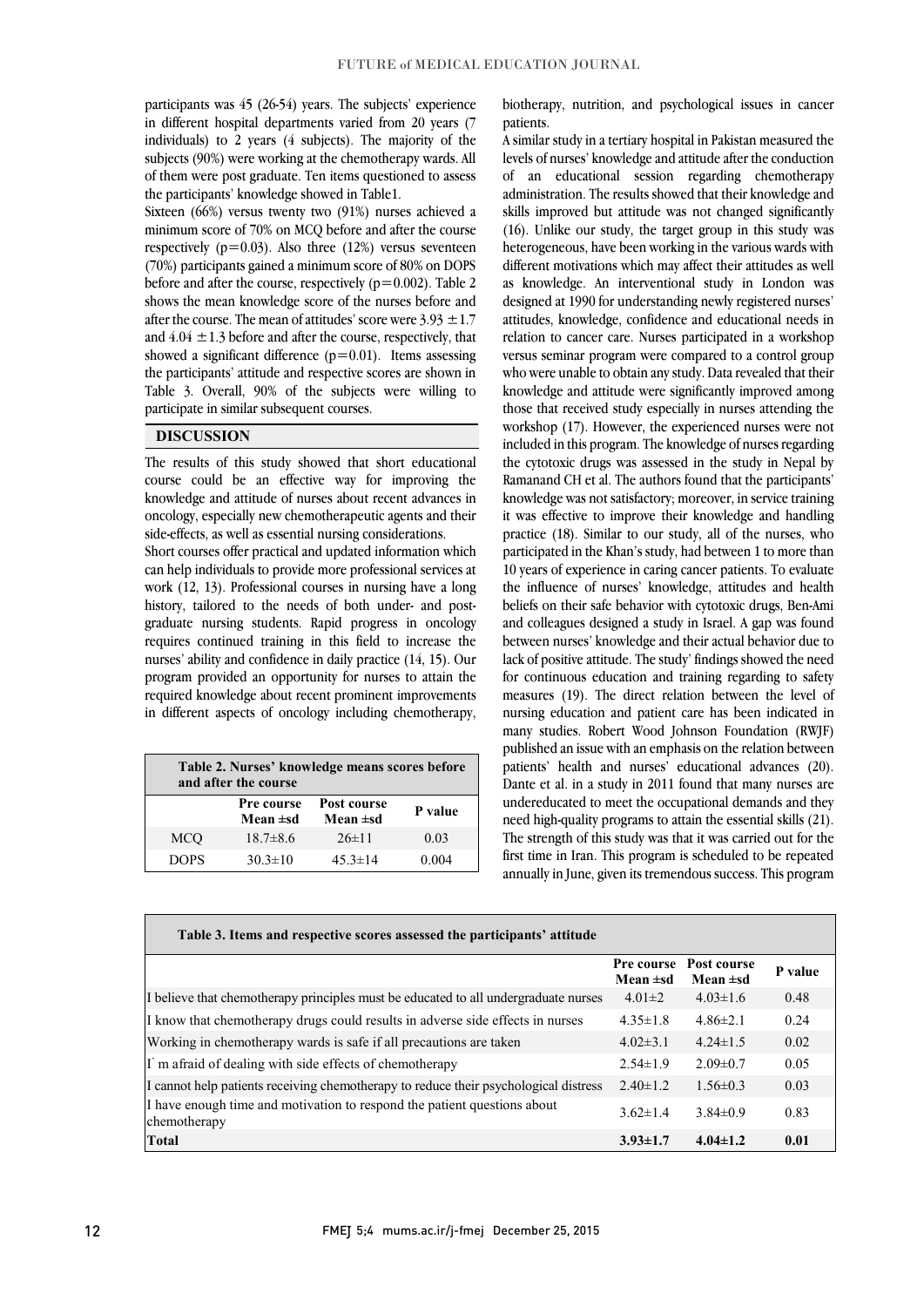participants was 45 (26-54) years. The subjects' experience in different hospital departments varied from 20 years (7 individuals) to 2 years (4 subjects). The majority of the subjects (90%) were working at the chemotherapy wards. All of them were post graduate. Ten items questioned to assess the participants' knowledge showed in Table1.

Sixteen (66%) versus twenty two (91%) nurses achieved a minimum score of 70% on MCQ before and after the course respectively (p=0.03). Also three (12%) versus seventeen (70%) participants gained a minimum score of 80% on DOPS before and after the course, respectively (p=0.002). Table 2 shows the mean knowledge score of the nurses before and after the course. The mean of attitudes' score were 3.93 ±1.7 and 4.04 ±1.3 before and after the course, respectively, that showed a significant difference (p=0.01). Items assessing the participants' attitude and respective scores are shown in Table 3. Overall, 90% of the subjects were willing to participate in similar subsequent courses.

## DISCUSSION

The results of this study showed that short educational course could be an effective way for improving the knowledge and attitude of nurses about recent advances in oncology, especially new chemotherapeutic agents and their side-effects, as well as essential nursing considerations.

Short courses offer practical and updated information which can help individuals to provide more professional services at work (12, 13). Professional courses in nursing have a long history, tailored to the needs of both under- and post-graduate nursing students. Rapid progress in oncology requires continued training in this field to increase the nurses' ability and confidence in daily practice (14, 15). Our program provided an opportunity for nurses to attain the required knowledge about recent prominent improvements in different aspects of oncology including chemotherapy, biotherapy, nutrition, and psychological issues in cancer patients.

A similar study in a tertiary hospital in Pakistan measured the levels of nurses' knowledge and attitude after the conduction of an educational session regarding chemotherapy administration. The results showed that their knowledge and skills improved but attitude was not changed significantly (16). Unlike our study, the target group in this study was heterogeneous, have been working in the various wards with different motivations which may affect their attitudes as well as knowledge. An interventional study in London was designed at 1990 for understanding newly registered nurses' attitudes, knowledge, confidence and educational needs in relation to cancer care. Nurses participated in a workshop versus seminar program were compared to a control group who were unable to obtain any study. Data revealed that their knowledge and attitude were significantly improved among those that received study especially in nurses attending the workshop (17). However, the experienced nurses were not included in this program. The knowledge of nurses regarding the cytotoxic drugs was assessed in the study in Nepal by Ramanand CH et al. The authors found that the participants' knowledge was not satisfactory; moreover, in service training it was effective to improve their knowledge and handling practice (18). Similar to our study, all of the nurses, who participated in the Khan's study, had between 1 to more than 10 years of experience in caring cancer patients. To evaluate the influence of nurses' knowledge, attitudes and health beliefs on their safe behavior with cytotoxic drugs, Ben-Ami and colleagues designed a study in Israel. A gap was found between nurses' knowledge and their actual behavior due to lack of positive attitude. The study' findings showed the need for continuous education and training regarding to safety measures (19). The direct relation between the level of nursing education and patient care has been indicated in many studies. Robert Wood Johnson Foundation (RWJF) published an issue with an emphasis on the relation between patients' health and nurses' educational advances (20). Dante et al. in a study in 2011 found that many nurses are undereducated to meet the occupational demands and they need high-quality programs to attain the essential skills (21). The strength of this study was that it was carried out for the first time in Iran. This program is scheduled to be repeated annually in June, given its tremendous success. This program

**Table 2. Nurses' knowledge means scores before and after the course**

| | Pre course Mean ±sd | Post course Mean ±sd | P value |
|---|---|---|---|
| MCQ | 18.7±8.6 | 26±11 | 0.03 |
| DOPS | 30.3±10 | 45.3±14 | 0.004 |

**Table 3. Items and respective scores assessed the participants' attitude**

| | Pre course Mean ±sd | Post course Mean ±sd | P value |
|---|---|---|---|
| I believe that chemotherapy principles must be educated to all undergraduate nurses | 4.01±2 | 4.03±1.6 | 0.48 |
| I know that chemotherapy drugs could results in adverse side effects in nurses | 4.35±1.8 | 4.86±2.1 | 0.24 |
| Working in chemotherapy wards is safe if all precautions are taken | 4.02±3.1 | 4.24±1.5 | 0.02 |
| I` m afraid of dealing with side effects of chemotherapy | 2.54±1.9 | 2.09±0.7 | 0.05 |
| I cannot help patients receiving chemotherapy to reduce their psychological distress | 2.40±1.2 | 1.56±0.3 | 0.03 |
| I have enough time and motivation to respond the patient questions about chemotherapy | 3.62±1.4 | 3.84±0.9 | 0.83 |
| **Total** | **3.93±1.7** | **4.04±1.2** | **0.01** |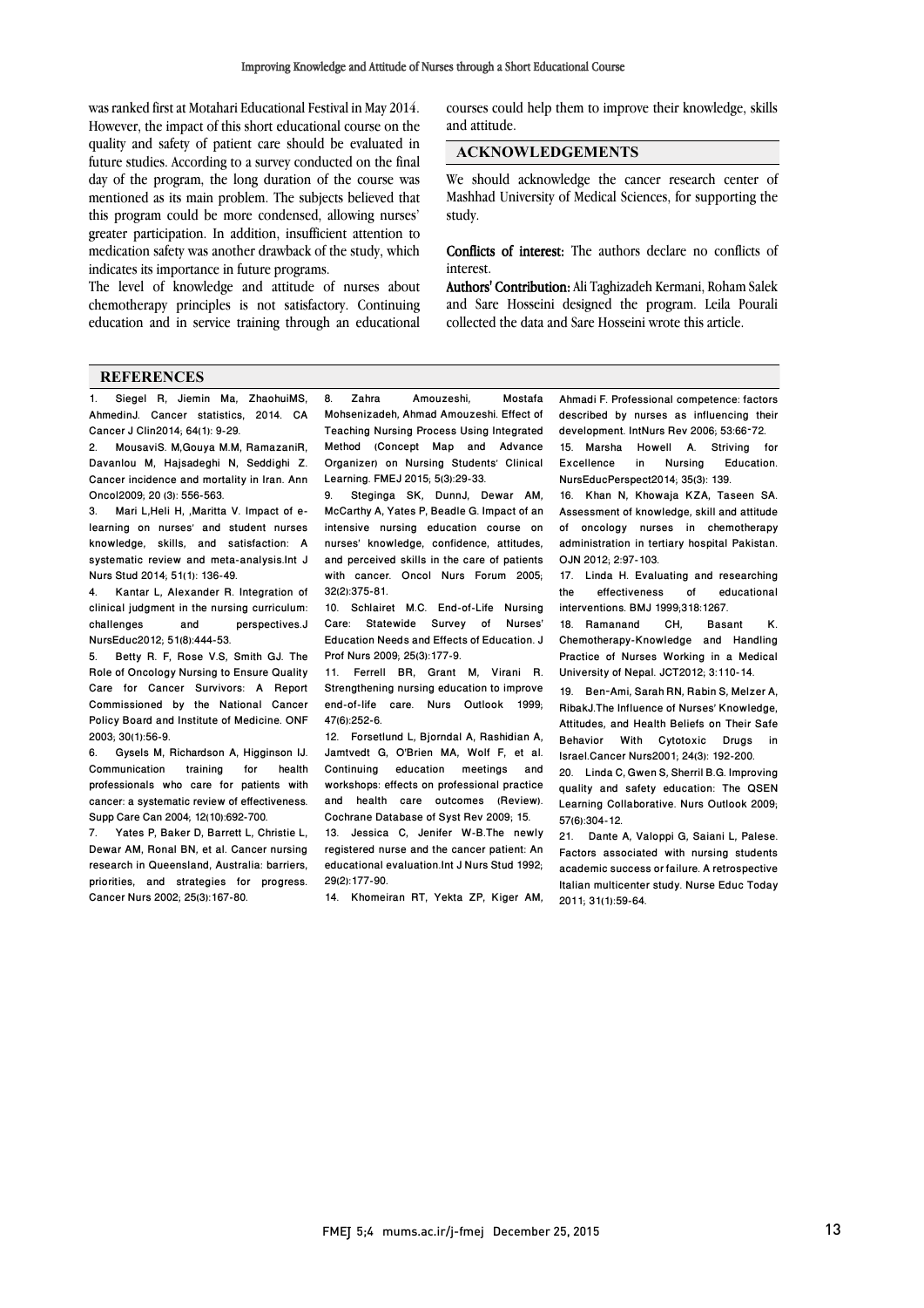was ranked first at Motahari Educational Festival in May 2014. However, the impact of this short educational course on the quality and safety of patient care should be evaluated in future studies. According to a survey conducted on the final day of the program, the long duration of the course was mentioned as its main problem. The subjects believed that this program could be more condensed, allowing nurses' greater participation. In addition, insufficient attention to medication safety was another drawback of the study, which indicates its importance in future programs.

The level of knowledge and attitude of nurses about chemotherapy principles is not satisfactory. Continuing education and in service training through an educational courses could help them to improve their knowledge, skills and attitude.

## ACKNOWLEDGEMENTS

We should acknowledge the cancer research center of Mashhad University of Medical Sciences, for supporting the study.

**Conflicts of interest:** The authors declare no conflicts of interest.

**Authors' Contribution:** Ali Taghizadeh Kermani, Roham Salek and Sare Hosseini designed the program. Leila Pourali collected the data and Sare Hosseini wrote this article.

## REFERENCES

1. Siegel R, Jiemin Ma, ZhaohuiMS, AhmedinJ. Cancer statistics, 2014. CA Cancer J Clin2014; 64(1): 9-29.
2. MousaviS. M,Gouya M.M, RamazaniR, Davanlou M, Hajsadeghi N, Seddighi Z. Cancer incidence and mortality in Iran. Ann Oncol2009; 20 (3): 556-563.
3. Mari L,Heli H, ,Maritta V. Impact of e-learning on nurses' and student nurses knowledge, skills, and satisfaction: A systematic review and meta-analysis.Int J Nurs Stud 2014; 51(1): 136-49.
4. Kantar L, Alexander R. Integration of clinical judgment in the nursing curriculum: challenges and perspectives.J NursEduc2012; 51(8):444-53.
5. Betty R. F, Rose V.S, Smith GJ. The Role of Oncology Nursing to Ensure Quality Care for Cancer Survivors: A Report Commissioned by the National Cancer Policy Board and Institute of Medicine. ONF 2003; 30(1):56-9.
6. Gysels M, Richardson A, Higginson IJ. Communication training for health professionals who care for patients with cancer: a systematic review of effectiveness. Supp Care Can 2004; 12(10):692-700.
7. Yates P, Baker D, Barrett L, Christie L, Dewar AM, Ronal BN, et al. Cancer nursing research in Queensland, Australia: barriers, priorities, and strategies for progress. Cancer Nurs 2002; 25(3):167-80.
8. Zahra Amouzeshi, Mostafa Mohsenizadeh, Ahmad Amouzeshi. Effect of Teaching Nursing Process Using Integrated Method (Concept Map and Advance Organizer) on Nursing Students' Clinical Learning. FMEJ 2015; 5(3):29-33.
9. Steginga SK, DunnJ, Dewar AM, McCarthy A, Yates P, Beadle G. Impact of an intensive nursing education course on nurses' knowledge, confidence, attitudes, and perceived skills in the care of patients with cancer. Oncol Nurs Forum 2005; 32(2):375-81.
10. Schlairet M.C. End-of-Life Nursing Care: Statewide Survey of Nurses' Education Needs and Effects of Education. J Prof Nurs 2009; 25(3):177-9.
11. Ferrell BR, Grant M, Virani R. Strengthening nursing education to improve end-of-life care. Nurs Outlook 1999; 47(6):252-6.
12. Forsetlund L, Bjorndal A, Rashidian A, Jamtvedt G, O'Brien MA, Wolf F, et al. Continuing education meetings and workshops: effects on professional practice and health care outcomes (Review). Cochrane Database of Syst Rev 2009; 15.
13. Jessica C, Jenifer W-B.The newly registered nurse and the cancer patient: An educational evaluation.Int J Nurs Stud 1992; 29(2):177-90.
14. Khomeiran RT, Yekta ZP, Kiger AM, Ahmadi F. Professional competence: factors described by nurses as influencing their development. IntNurs Rev 2006; 53:66-72.
15. Marsha Howell A. Striving for Excellence in Nursing Education. NursEducPerspect2014; 35(3): 139.
16. Khan N, Khowaja KZA, Taseen SA. Assessment of knowledge, skill and attitude of oncology nurses in chemotherapy administration in tertiary hospital Pakistan. OJN 2012; 2:97-103.
17. Linda H. Evaluating and researching the effectiveness of educational interventions. BMJ 1999;318:1267.
18. Ramanand CH, Basant K. Chemotherapy-Knowledge and Handling Practice of Nurses Working in a Medical University of Nepal. JCT2012; 3:110-14.
19. Ben-Ami, Sarah RN, Rabin S, Melzer A, RibakJ.The Influence of Nurses' Knowledge, Attitudes, and Health Beliefs on Their Safe Behavior With Cytotoxic Drugs in Israel.Cancer Nurs2001; 24(3): 192-200.
20. Linda C, Gwen S, Sherril B.G. Improving quality and safety education: The QSEN Learning Collaborative. Nurs Outlook 2009; 57(6):304-12.
21. Dante A, Valoppi G, Saiani L, Palese. Factors associated with nursing students academic success or failure. A retrospective Italian multicenter study. Nurse Educ Today 2011; 31(1):59-64.